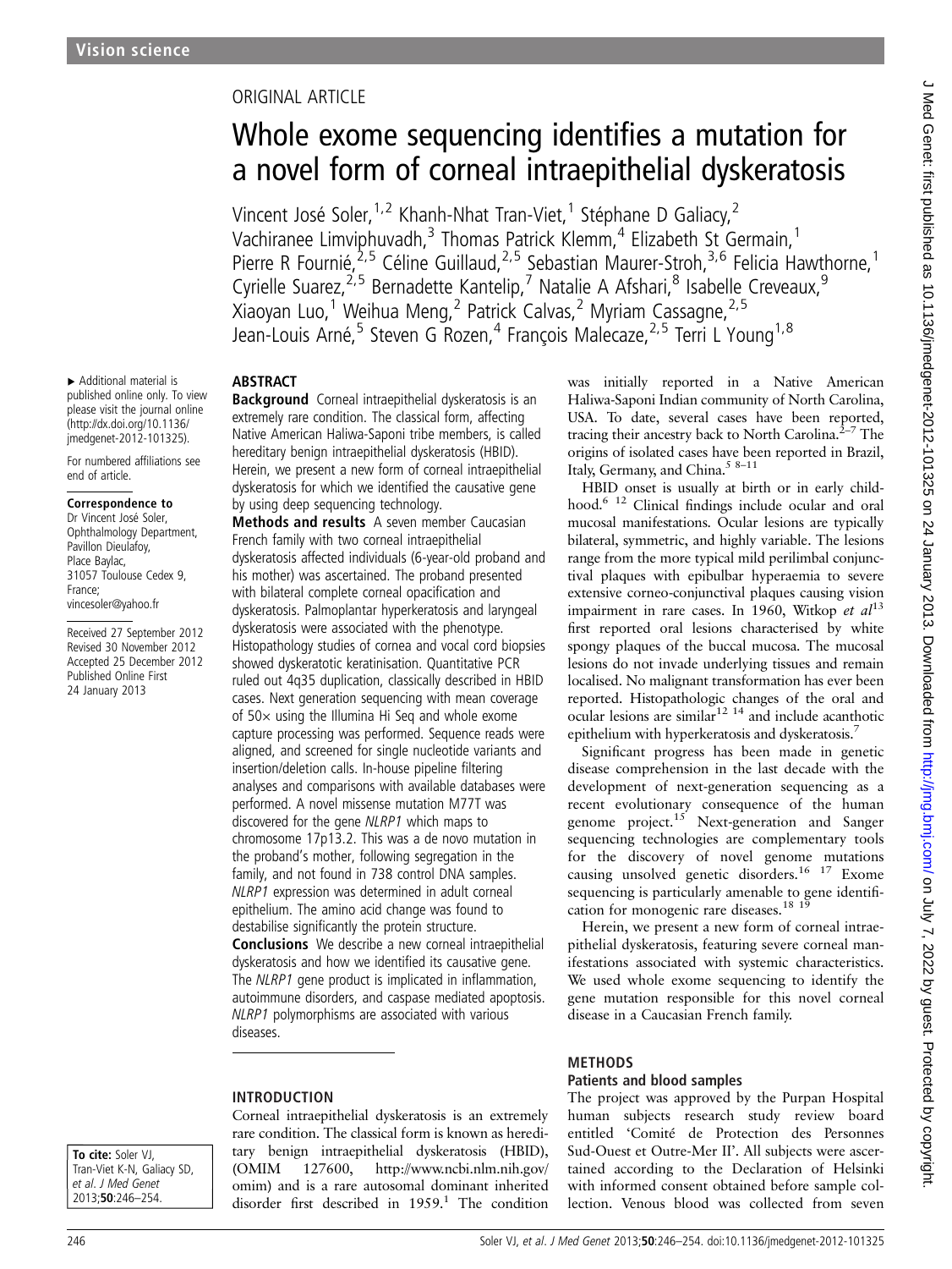ORIGINAL ARTICLE

# Whole exome sequencing identifies a mutation for a novel form of corneal intraepithelial dyskeratosis

Vincent José Soler,[1,2] Khanh-Nhat Tran-Viet,[1] Stéphane D Galiacy,[2] Vachiranee Limviphuvadh,[3] Thomas Patrick Klemm,[4] Elizabeth St Germain,[1] Pierre R Fournié,[2,5] Céline Guillaud,[2,5] Sebastian Maurer-Stroh,[3,6] Felicia Hawthorne,[1] Cyrielle Suarez,[2,5] Bernadette Kantelip,[7] Natalie A Afshari,[8] Isabelle Creveaux,[9] Xiaoyan Luo,[1] Weihua Meng,[2] Patrick Calvas,[2] Myriam Cassagne,[2,5] Jean-Louis Arné,[5] Steven G Rozen,[4] François Malecaze,[2,5] Terri L Young[1,8]

▸ Additional material is published online only. To view please visit the journal online (http://dx.doi.org/10.1136/jmedgenet-2012-101325).

For numbered affiliations see end of article.

**Correspondence to**
Dr Vincent José Soler, Ophthalmology Department, Pavillon Dieulafoy, Place Baylac, 31057 Toulouse Cedex 9, France; vincesoler@yahoo.fr

Received 27 September 2012
Revised 30 November 2012
Accepted 25 December 2012
Published Online First 24 January 2013

## ABSTRACT

**Background** Corneal intraepithelial dyskeratosis is an extremely rare condition. The classical form, affecting Native American Haliwa-Saponi tribe members, is called hereditary benign intraepithelial dyskeratosis (HBID). Herein, we present a new form of corneal intraepithelial dyskeratosis for which we identified the causative gene by using deep sequencing technology.

**Methods and results** A seven member Caucasian French family with two corneal intraepithelial dyskeratosis affected individuals (6-year-old proband and his mother) was ascertained. The proband presented with bilateral complete corneal opacification and dyskeratosis. Palmoplantar hyperkeratosis and laryngeal dyskeratosis were associated with the phenotype. Histopathology studies of cornea and vocal cord biopsies showed dyskeratotic keratinisation. Quantitative PCR ruled out 4q35 duplication, classically described in HBID cases. Next generation sequencing with mean coverage of 50× using the Illumina Hi Seq and whole exome capture processing was performed. Sequence reads were aligned, and screened for single nucleotide variants and insertion/deletion calls. In-house pipeline filtering analyses and comparisons with available databases were performed. A novel missense mutation M77T was discovered for the gene *NLRP1* which maps to chromosome 17p13.2. This was a de novo mutation in the proband's mother, following segregation in the family, and not found in 738 control DNA samples. *NLRP1* expression was determined in adult corneal epithelium. The amino acid change was found to destabilise significantly the protein structure.

**Conclusions** We describe a new corneal intraepithelial dyskeratosis and how we identified its causative gene. The *NLRP1* gene product is implicated in inflammation, autoimmune disorders, and caspase mediated apoptosis. *NLRP1* polymorphisms are associated with various diseases.

## INTRODUCTION

Corneal intraepithelial dyskeratosis is an extremely rare condition. The classical form is known as hereditary benign intraepithelial dyskeratosis (HBID), (OMIM 127600, http://www.ncbi.nlm.nih.gov/omim) and is a rare autosomal dominant inherited disorder first described in 1959.[1] The condition was initially reported in a Native American Haliwa-Saponi Indian community of North Carolina, USA. To date, several cases have been reported, tracing their ancestry back to North Carolina.[2–7] The origins of isolated cases have been reported in Brazil, Italy, Germany, and China.[5 8–11]

HBID onset is usually at birth or in early childhood.[6 12] Clinical findings include ocular and oral mucosal manifestations. Ocular lesions are typically bilateral, symmetric, and highly variable. The lesions range from the more typical mild perilimbal conjunctival plaques with epibulbar hyperaemia to severe extensive corneo-conjunctival plaques causing vision impairment in rare cases. In 1960, Witkop *et al*[13] first reported oral lesions characterised by white spongy plaques of the buccal mucosa. The mucosal lesions do not invade underlying tissues and remain localised. No malignant transformation has ever been reported. Histopathologic changes of the oral and ocular lesions are similar[12 14] and include acanthotic epithelium with hyperkeratosis and dyskeratosis.[7]

Significant progress has been made in genetic disease comprehension in the last decade with the development of next-generation sequencing as a recent evolutionary consequence of the human genome project.[15] Next-generation and Sanger sequencing technologies are complementary tools for the discovery of novel genome mutations causing unsolved genetic disorders.[16 17] Exome sequencing is particularly amenable to gene identification for monogenic rare diseases.[18 19]

Herein, we present a new form of corneal intraepithelial dyskeratosis, featuring severe corneal manifestations associated with systemic characteristics. We used whole exome sequencing to identify the gene mutation responsible for this novel corneal disease in a Caucasian French family.

## METHODS

### Patients and blood samples

The project was approved by the Purpan Hospital human subjects research study review board entitled 'Comité de Protection des Personnes Sud-Ouest et Outre-Mer II'. All subjects were ascertained according to the Declaration of Helsinki with informed consent obtained before sample collection. Venous blood was collected from seven

**To cite:** Soler VJ, Tran-Viet K-N, Galiacy SD, *et al*. *J Med Genet* 2013;**50**:246–254.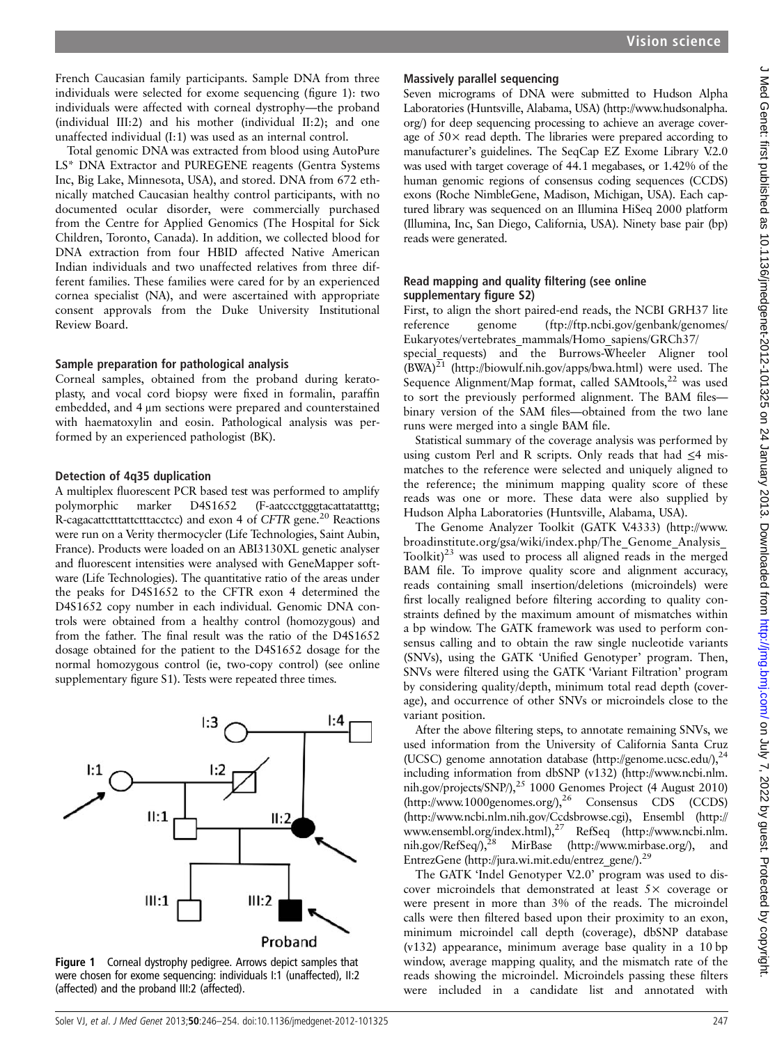French Caucasian family participants. Sample DNA from three individuals were selected for exome sequencing (figure 1): two individuals were affected with corneal dystrophy—the proband (individual III:2) and his mother (individual II:2); and one unaffected individual (I:1) was used as an internal control.

Total genomic DNA was extracted from blood using AutoPure LS* DNA Extractor and PUREGENE reagents (Gentra Systems Inc, Big Lake, Minnesota, USA), and stored. DNA from 672 ethnically matched Caucasian healthy control participants, with no documented ocular disorder, were commercially purchased from the Centre for Applied Genomics (The Hospital for Sick Children, Toronto, Canada). In addition, we collected blood for DNA extraction from four HBID affected Native American Indian individuals and two unaffected relatives from three different families. These families were cared for by an experienced cornea specialist (NA), and were ascertained with appropriate consent approvals from the Duke University Institutional Review Board.

### Sample preparation for pathological analysis

Corneal samples, obtained from the proband during keratoplasty, and vocal cord biopsy were fixed in formalin, paraffin embedded, and 4 μm sections were prepared and counterstained with haematoxylin and eosin. Pathological analysis was performed by an experienced pathologist (BK).

### Detection of 4q35 duplication

A multiplex fluorescent PCR based test was performed to amplify polymorphic marker D4S1652 (F-aatccctgggtacattatatttg; R-cagacattctttattctttacctcc) and exon 4 of *CFTR* gene.[20] Reactions were run on a Verity thermocycler (Life Technologies, Saint Aubin, France). Products were loaded on an ABI3130XL genetic analyser and fluorescent intensities were analysed with GeneMapper software (Life Technologies). The quantitative ratio of the areas under the peaks for D4S1652 to the CFTR exon 4 determined the D4S1652 copy number in each individual. Genomic DNA controls were obtained from a healthy control (homozygous) and from the father. The final result was the ratio of the D4S1652 dosage obtained for the patient to the D4S1652 dosage for the normal homozygous control (ie, two-copy control) (see online supplementary figure S1). Tests were repeated three times.

**Figure 1** Corneal dystrophy pedigree. Arrows depict samples that were chosen for exome sequencing: individuals I:1 (unaffected), II:2 (affected) and the proband III:2 (affected).

### Massively parallel sequencing

Seven micrograms of DNA were submitted to Hudson Alpha Laboratories (Huntsville, Alabama, USA) (http://www.hudsonalpha.org/) for deep sequencing processing to achieve an average coverage of 50× read depth. The libraries were prepared according to manufacturer's guidelines. The SeqCap EZ Exome Library V.2.0 was used with target coverage of 44.1 megabases, or 1.42% of the human genomic regions of consensus coding sequences (CCDS) exons (Roche NimbleGene, Madison, Michigan, USA). Each captured library was sequenced on an Illumina HiSeq 2000 platform (Illumina, Inc, San Diego, California, USA). Ninety base pair (bp) reads were generated.

### Read mapping and quality filtering (see online supplementary figure S2)

First, to align the short paired-end reads, the NCBI GRH37 lite reference genome (ftp://ftp.ncbi.gov/genbank/genomes/Eukaryotes/vertebrates_mammals/Homo_sapiens/GRCh37/special_requests) and the Burrows-Wheeler Aligner tool (BWA)[21] (http://biowulf.nih.gov/apps/bwa.html) were used. The Sequence Alignment/Map format, called SAMtools,[22] was used to sort the previously performed alignment. The BAM files—binary version of the SAM files—obtained from the two lane runs were merged into a single BAM file.

Statistical summary of the coverage analysis was performed by using custom Perl and R scripts. Only reads that had ≤4 mismatches to the reference were selected and uniquely aligned to the reference; the minimum mapping quality score of these reads was one or more. These data were also supplied by Hudson Alpha Laboratories (Huntsville, Alabama, USA).

The Genome Analyzer Toolkit (GATK V.4333) (http://www.broadinstitute.org/gsa/wiki/index.php/The_Genome_Analysis_Toolkit)[23] was used to process all aligned reads in the merged BAM file. To improve quality score and alignment accuracy, reads containing small insertion/deletions (microindels) were first locally realigned before filtering according to quality constraints defined by the maximum amount of mismatches within a bp window. The GATK framework was used to perform consensus calling and to obtain the raw single nucleotide variants (SNVs), using the GATK 'Unified Genotyper' program. Then, SNVs were filtered using the GATK 'Variant Filtration' program by considering quality/depth, minimum total read depth (coverage), and occurrence of other SNVs or microindels close to the variant position.

After the above filtering steps, to annotate remaining SNVs, we used information from the University of California Santa Cruz (UCSC) genome annotation database (http://genome.ucsc.edu/),[24] including information from dbSNP (v132) (http://www.ncbi.nlm.nih.gov/projects/SNP/),[25] 1000 Genomes Project (4 August 2010) (http://www.1000genomes.org/),[26] Consensus CDS (CCDS) (http://www.ncbi.nlm.nih.gov/Ccdsbrowse.cgi), Ensembl (http://www.ensembl.org/index.html),[27] RefSeq (http://www.ncbi.nlm.nih.gov/RefSeq/),[28] MirBase (http://www.mirbase.org/), and EntrezGene (http://jura.wi.mit.edu/entrez_gene/).[29]

The GATK 'Indel Genotyper V.2.0' program was used to discover microindels that demonstrated at least 5× coverage or were present in more than 3% of the reads. The microindel calls were then filtered based upon their proximity to an exon, minimum microindel call depth (coverage), dbSNP database (v132) appearance, minimum average base quality in a 10 bp window, average mapping quality, and the mismatch rate of the reads showing the microindel. Microindels passing these filters were included in a candidate list and annotated with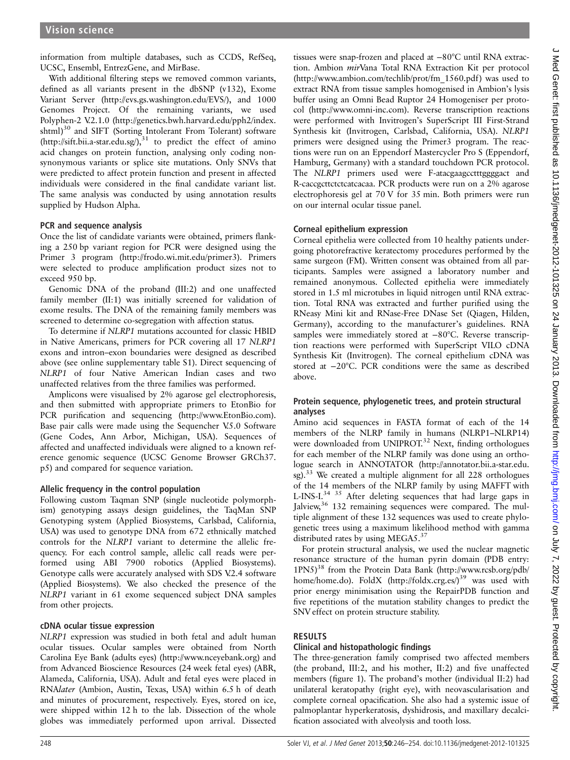information from multiple databases, such as CCDS, RefSeq, UCSC, Ensembl, EntrezGene, and MirBase.

With additional filtering steps we removed common variants, defined as all variants present in the dbSNP (v132), Exome Variant Server (http://evs.gs.washington.edu/EVS/), and 1000 Genomes Project. Of the remaining variants, we used Polyphen-2 V.2.1.0 (http://genetics.bwh.harvard.edu/pph2/index.shtml)[30] and SIFT (Sorting Intolerant From Tolerant) software (http://sift.bii.a-star.edu.sg/),[31] to predict the effect of amino acid changes on protein function, analysing only coding non-synonymous variants or splice site mutations. Only SNVs that were predicted to affect protein function and present in affected individuals were considered in the final candidate variant list. The same analysis was conducted by using annotation results supplied by Hudson Alpha.

### PCR and sequence analysis

Once the list of candidate variants were obtained, primers flanking a 250 bp variant region for PCR were designed using the Primer 3 program (http://frodo.wi.mit.edu/primer3). Primers were selected to produce amplification product sizes not to exceed 950 bp.

Genomic DNA of the proband (III:2) and one unaffected family member (II:1) was initially screened for validation of exome results. The DNA of the remaining family members was screened to determine co-segregation with affection status.

To determine if *NLRP1* mutations accounted for classic HBID in Native Americans, primers for PCR covering all 17 *NLRP1* exons and intron–exon boundaries were designed as described above (see online supplementary table S1). Direct sequencing of *NLRP1* of four Native American Indian cases and two unaffected relatives from the three families was performed.

Amplicons were visualised by 2% agarose gel electrophoresis, and then submitted with appropriate primers to EtonBio for PCR purification and sequencing (http://www.EtonBio.com). Base pair calls were made using the Sequencher V.5.0 Software (Gene Codes, Ann Arbor, Michigan, USA). Sequences of affected and unaffected individuals were aligned to a known reference genomic sequence (UCSC Genome Browser GRCh37.p5) and compared for sequence variation.

### Allelic frequency in the control population

Following custom Taqman SNP (single nucleotide polymorphism) genotyping assays design guidelines, the TaqMan SNP Genotyping system (Applied Biosystems, Carlsbad, California, USA) was used to genotype DNA from 672 ethnically matched controls for the *NLRP1* variant to determine the allelic frequency. For each control sample, allelic call reads were performed using ABI 7900 robotics (Applied Biosystems). Genotype calls were accurately analysed with SDS V.2.4 software (Applied Biosystems). We also checked the presence of the *NLRP1* variant in 61 exome sequenced subject DNA samples from other projects.

### cDNA ocular tissue expression

*NLRP1* expression was studied in both fetal and adult human ocular tissues. Ocular samples were obtained from North Carolina Eye Bank (adults eyes) (http://www.nceyebank.org) and from Advanced Bioscience Resources (24 week fetal eyes) (ABR, Alameda, California, USA). Adult and fetal eyes were placed in RNA*later* (Ambion, Austin, Texas, USA) within 6.5 h of death and minutes of procurement, respectively. Eyes, stored on ice, were shipped within 12 h to the lab. Dissection of the whole globes was immediately performed upon arrival. Dissected tissues were snap-frozen and placed at −80°C until RNA extraction. Ambion *mir*Vana Total RNA Extraction Kit per protocol (http://www.ambion.com/techlib/prot/fm_1560.pdf) was used to extract RNA from tissue samples homogenised in Ambion's lysis buffer using an Omni Bead Ruptor 24 Homogeniser per protocol (http://www.omni-inc.com). Reverse transcription reactions were performed with Invitrogen's SuperScript III First-Strand Synthesis kit (Invitrogen, Carlsbad, California, USA). *NLRP1* primers were designed using the Primer3 program. The reactions were run on an Eppendorf Mastercycler Pro S (Eppendorf, Hamburg, Germany) with a standard touchdown PCR protocol. The *NLRP1* primers used were F-atacgaagcctttggggact and R-caccgcttctctcatcacaa. PCR products were run on a 2% agarose electrophoresis gel at 70 V for 35 min. Both primers were run on our internal ocular tissue panel.

### Corneal epithelium expression

Corneal epithelia were collected from 10 healthy patients undergoing photorefractive keratectomy procedures performed by the same surgeon (FM). Written consent was obtained from all participants. Samples were assigned a laboratory number and remained anonymous. Collected epithelia were immediately stored in 1.5 ml microtubes in liquid nitrogen until RNA extraction. Total RNA was extracted and further purified using the RNeasy Mini kit and RNase-Free DNase Set (Qiagen, Hilden, Germany), according to the manufacturer's guidelines. RNA samples were immediately stored at −80°C. Reverse transcription reactions were performed with SuperScript VILO cDNA Synthesis Kit (Invitrogen). The corneal epithelium cDNA was stored at −20°C. PCR conditions were the same as described above.

### Protein sequence, phylogenetic trees, and protein structural analyses

Amino acid sequences in FASTA format of each of the 14 members of the NLRP family in humans (NLRP1–NLRP14) were downloaded from UNIPROT.[32] Next, finding orthologues for each member of the NLRP family was done using an orthologue search in ANNOTATOR (http://annotator.bii.a-star.edu.sg).[33] We created a multiple alignment for all 228 orthologues of the 14 members of the NLRP family by using MAFFT with L-INS-I.[34 35] After deleting sequences that had large gaps in Jalview,[36] 132 remaining sequences were compared. The multiple alignment of these 132 sequences was used to create phylogenetic trees using a maximum likelihood method with gamma distributed rates by using MEGA5.[37]

For protein structural analysis, we used the nuclear magnetic resonance structure of the human pyrin domain (PDB entry: 1PN5)[38] from the Protein Data Bank (http://www.rcsb.org/pdb/home/home.do). FoldX (http://foldx.crg.es/)[39] was used with prior energy minimisation using the RepairPDB function and five repetitions of the mutation stability changes to predict the SNV effect on protein structure stability.

## RESULTS

### Clinical and histopathologic findings

The three-generation family comprised two affected members (the proband, III:2, and his mother, II:2) and five unaffected members (figure 1). The proband's mother (individual II:2) had unilateral keratopathy (right eye), with neovascularisation and complete corneal opacification. She also had a systemic issue of palmoplantar hyperkeratosis, dyshidrosis, and maxillary decalcification associated with alveolysis and tooth loss.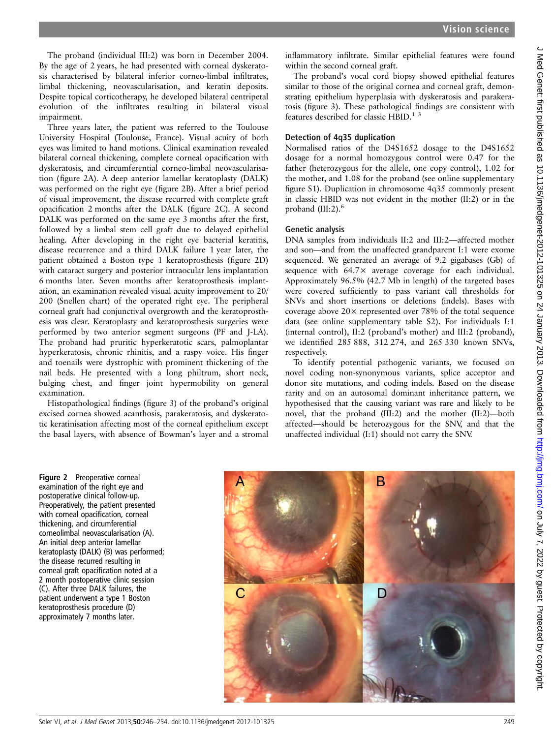The proband (individual III:2) was born in December 2004. By the age of 2 years, he had presented with corneal dyskeratosis characterised by bilateral inferior corneo-limbal infiltrates, limbal thickening, neovascularisation, and keratin deposits. Despite topical corticotherapy, he developed bilateral centripetal evolution of the infiltrates resulting in bilateral visual impairment.

Three years later, the patient was referred to the Toulouse University Hospital (Toulouse, France). Visual acuity of both eyes was limited to hand motions. Clinical examination revealed bilateral corneal thickening, complete corneal opacification with dyskeratosis, and circumferential corneo-limbal neovascularisation (figure 2A). A deep anterior lamellar keratoplasty (DALK) was performed on the right eye (figure 2B). After a brief period of visual improvement, the disease recurred with complete graft opacification 2 months after the DALK (figure 2C). A second DALK was performed on the same eye 3 months after the first, followed by a limbal stem cell graft due to delayed epithelial healing. After developing in the right eye bacterial keratitis, disease recurrence and a third DALK failure 1 year later, the patient obtained a Boston type 1 keratoprosthesis (figure 2D) with cataract surgery and posterior intraocular lens implantation 6 months later. Seven months after keratoprosthesis implantation, an examination revealed visual acuity improvement to 20/200 (Snellen chart) of the operated right eye. The peripheral corneal graft had conjunctival overgrowth and the keratoprosthesis was clear. Keratoplasty and keratoprosthesis surgeries were performed by two anterior segment surgeons (PF and J-LA). The proband had pruritic hyperkeratotic scars, palmoplantar hyperkeratosis, chronic rhinitis, and a raspy voice. His finger and toenails were dystrophic with prominent thickening of the nail beds. He presented with a long philtrum, short neck, bulging chest, and finger joint hypermobility on general examination.

Histopathological findings (figure 3) of the proband's original excised cornea showed acanthosis, parakeratosis, and dyskeratotic keratinisation affecting most of the corneal epithelium except the basal layers, with absence of Bowman's layer and a stromal inflammatory infiltrate. Similar epithelial features were found within the second corneal graft.

The proband's vocal cord biopsy showed epithelial features similar to those of the original cornea and corneal graft, demonstrating epithelium hyperplasia with dyskeratosis and parakeratosis (figure 3). These pathological findings are consistent with features described for classic HBID.[1 3]

### Detection of 4q35 duplication

Normalised ratios of the D4S1652 dosage to the D4S1652 dosage for a normal homozygous control were 0.47 for the father (heterozygous for the allele, one copy control), 1.02 for the mother, and 1.08 for the proband (see online supplementary figure S1). Duplication in chromosome 4q35 commonly present in classic HBID was not evident in the mother (II:2) or in the proband (III:2).[6]

### Genetic analysis

DNA samples from individuals II:2 and III:2—affected mother and son—and from the unaffected grandparent I:1 were exome sequenced. We generated an average of 9.2 gigabases (Gb) of sequence with 64.7× average coverage for each individual. Approximately 96.5% (42.7 Mb in length) of the targeted bases were covered sufficiently to pass variant call thresholds for SNVs and short insertions or deletions (indels). Bases with coverage above 20× represented over 78% of the total sequence data (see online supplementary table S2). For individuals I:1 (internal control), II:2 (proband's mother) and III:2 (proband), we identified 285 888, 312 274, and 265 330 known SNVs, respectively.

To identify potential pathogenic variants, we focused on novel coding non-synonymous variants, splice acceptor and donor site mutations, and coding indels. Based on the disease rarity and on an autosomal dominant inheritance pattern, we hypothesised that the causing variant was rare and likely to be novel, that the proband (III:2) and the mother (II:2)—both affected—should be heterozygous for the SNV, and that the unaffected individual (I:1) should not carry the SNV.

**Figure 2** Preoperative corneal examination of the right eye and postoperative clinical follow-up. Preoperatively, the patient presented with corneal opacification, corneal thickening, and circumferential corneolimbal neovascularisation (A). An initial deep anterior lamellar keratoplasty (DALK) (B) was performed; the disease recurred resulting in corneal graft opacification noted at a 2 month postoperative clinic session (C). After three DALK failures, the patient underwent a type 1 Boston keratoprosthesis procedure (D) approximately 7 months later.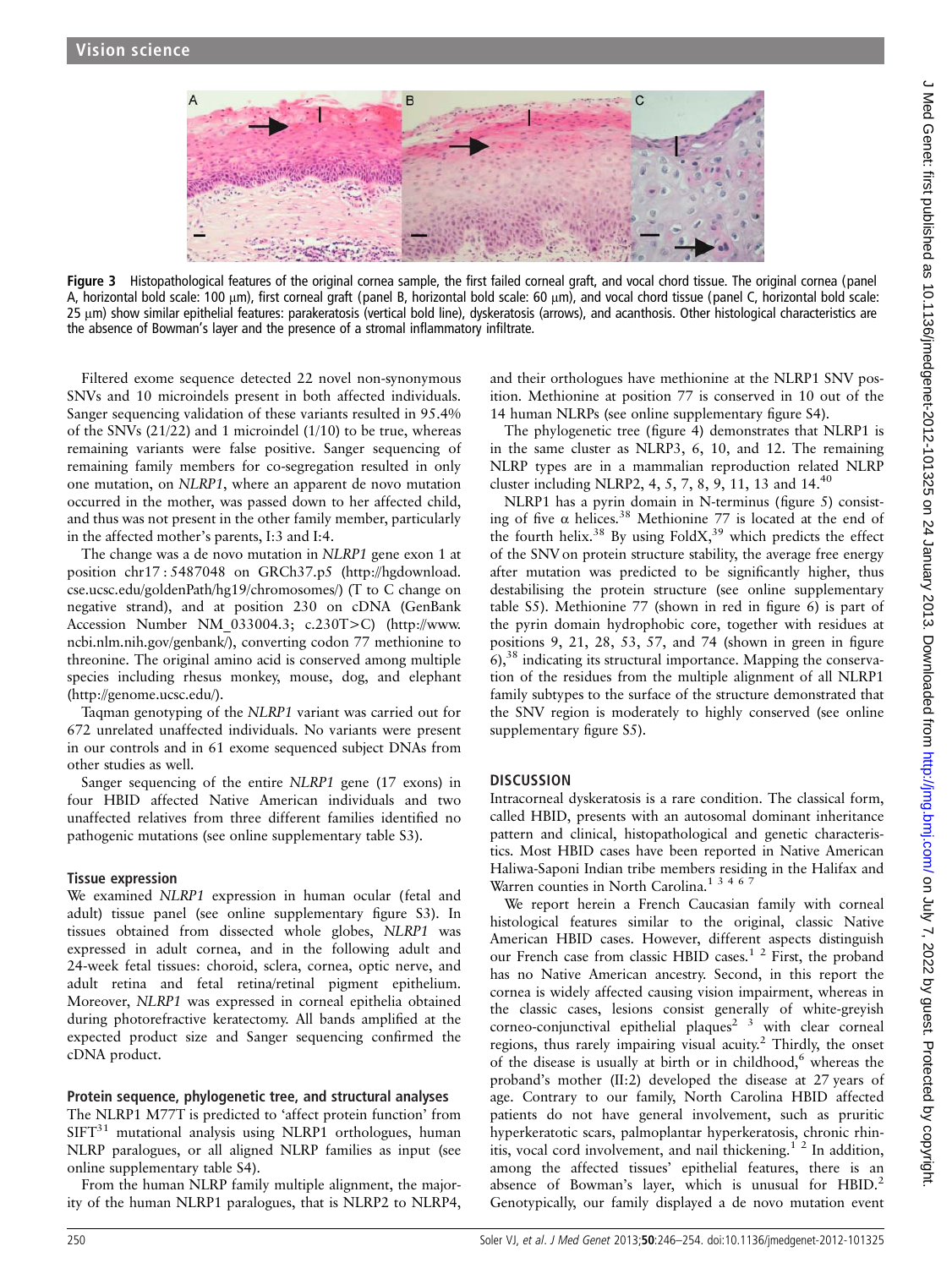Figure 3 Histopathological features of the original cornea sample, the first failed corneal graft, and vocal chord tissue. The original cornea (panel A, horizontal bold scale: 100 μm), first corneal graft (panel B, horizontal bold scale: 60 μm), and vocal chord tissue (panel C, horizontal bold scale: 25 μm) show similar epithelial features: parakeratosis (vertical bold line), dyskeratosis (arrows), and acanthosis. Other histological characteristics are the absence of Bowman's layer and the presence of a stromal inflammatory infiltrate.

Filtered exome sequence detected 22 novel non-synonymous SNVs and 10 microindels present in both affected individuals. Sanger sequencing validation of these variants resulted in 95.4% of the SNVs (21/22) and 1 microindel (1/10) to be true, whereas remaining variants were false positive. Sanger sequencing of remaining family members for co-segregation resulted in only one mutation, on *NLRP1*, where an apparent de novo mutation occurred in the mother, was passed down to her affected child, and thus was not present in the other family member, particularly in the affected mother's parents, I:3 and I:4.

The change was a de novo mutation in *NLRP1* gene exon 1 at position chr17 : 5487048 on GRCh37.p5 (http://hgdownload.cse.ucsc.edu/goldenPath/hg19/chromosomes/) (T to C change on negative strand), and at position 230 on cDNA (GenBank Accession Number NM_033004.3; c.230T>C) (http://www.ncbi.nlm.nih.gov/genbank/), converting codon 77 methionine to threonine. The original amino acid is conserved among multiple species including rhesus monkey, mouse, dog, and elephant (http://genome.ucsc.edu/).

Taqman genotyping of the *NLRP1* variant was carried out for 672 unrelated unaffected individuals. No variants were present in our controls and in 61 exome sequenced subject DNAs from other studies as well.

Sanger sequencing of the entire *NLRP1* gene (17 exons) in four HBID affected Native American individuals and two unaffected relatives from three different families identified no pathogenic mutations (see online supplementary table S3).

### Tissue expression

We examined *NLRP1* expression in human ocular (fetal and adult) tissue panel (see online supplementary figure S3). In tissues obtained from dissected whole globes, *NLRP1* was expressed in adult cornea, and in the following adult and 24-week fetal tissues: choroid, sclera, cornea, optic nerve, and adult retina and fetal retina/retinal pigment epithelium. Moreover, *NLRP1* was expressed in corneal epithelia obtained during photorefractive keratectomy. All bands amplified at the expected product size and Sanger sequencing confirmed the cDNA product.

### Protein sequence, phylogenetic tree, and structural analyses

The NLRP1 M77T is predicted to 'affect protein function' from SIFT[31] mutational analysis using NLRP1 orthologues, human NLRP paralogues, or all aligned NLRP families as input (see online supplementary table S4).

From the human NLRP family multiple alignment, the majority of the human NLRP1 paralogues, that is NLRP2 to NLRP4, and their orthologues have methionine at the NLRP1 SNV position. Methionine at position 77 is conserved in 10 out of the 14 human NLRPs (see online supplementary figure S4).

The phylogenetic tree (figure 4) demonstrates that NLRP1 is in the same cluster as NLRP3, 6, 10, and 12. The remaining NLRP types are in a mammalian reproduction related NLRP cluster including NLRP2, 4, 5, 7, 8, 9, 11, 13 and 14.[40]

NLRP1 has a pyrin domain in N-terminus (figure 5) consisting of five α helices.[38] Methionine 77 is located at the end of the fourth helix.[38] By using FoldX,[39] which predicts the effect of the SNV on protein structure stability, the average free energy after mutation was predicted to be significantly higher, thus destabilising the protein structure (see online supplementary table S5). Methionine 77 (shown in red in figure 6) is part of the pyrin domain hydrophobic core, together with residues at positions 9, 21, 28, 53, 57, and 74 (shown in green in figure 6),[38] indicating its structural importance. Mapping the conservation of the residues from the multiple alignment of all NLRP1 family subtypes to the surface of the structure demonstrated that the SNV region is moderately to highly conserved (see online supplementary figure S5).

## DISCUSSION

Intracorneal dyskeratosis is a rare condition. The classical form, called HBID, presents with an autosomal dominant inheritance pattern and clinical, histopathological and genetic characteristics. Most HBID cases have been reported in Native American Haliwa-Saponi Indian tribe members residing in the Halifax and Warren counties in North Carolina.[1 3 4 6 7]

We report herein a French Caucasian family with corneal histological features similar to the original, classic Native American HBID cases. However, different aspects distinguish our French case from classic HBID cases.[1 2] First, the proband has no Native American ancestry. Second, in this report the cornea is widely affected causing vision impairment, whereas in the classic cases, lesions consist generally of white-greyish corneo-conjunctival epithelial plaques[2 3] with clear corneal regions, thus rarely impairing visual acuity.[2] Thirdly, the onset of the disease is usually at birth or in childhood,[6] whereas the proband's mother (II:2) developed the disease at 27 years of age. Contrary to our family, North Carolina HBID affected patients do not have general involvement, such as pruritic hyperkeratotic scars, palmoplantar hyperkeratosis, chronic rhinitis, vocal cord involvement, and nail thickening.[1 2] In addition, among the affected tissues' epithelial features, there is an absence of Bowman's layer, which is unusual for HBID.[2] Genotypically, our family displayed a de novo mutation event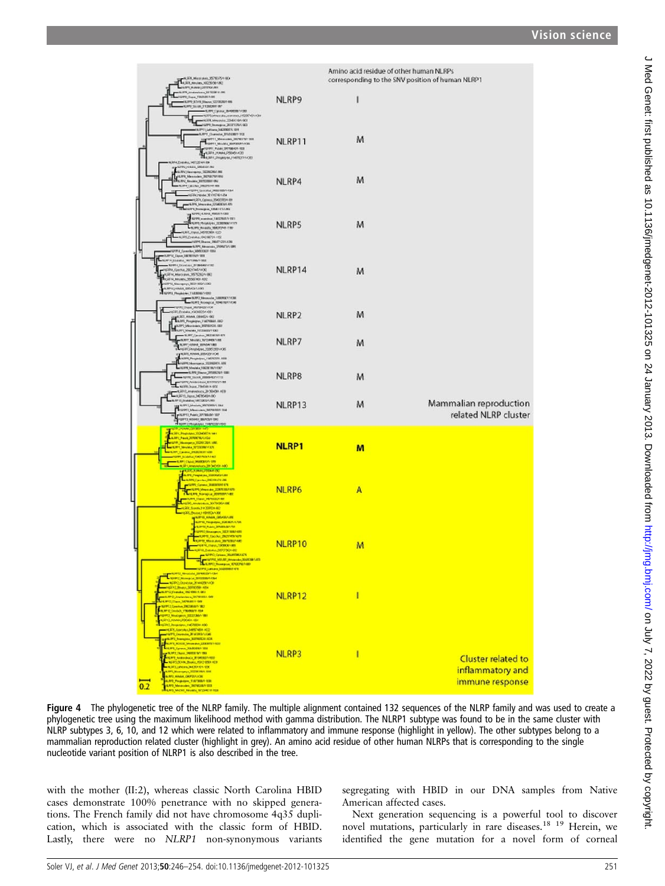Figure 4 The phylogenetic tree of the NLRP family. The multiple alignment contained 132 sequences of the NLRP family and was used to create a phylogenetic tree using the maximum likelihood method with gamma distribution. The NLRP1 subtype was found to be in the same cluster with NLRP subtypes 3, 6, 10, and 12 which were related to inflammatory and immune response (highlight in yellow). The other subtypes belong to a mammalian reproduction related cluster (highlight in grey). An amino acid residue of other human NLRPs that is corresponding to the single nucleotide variant position of NLRP1 is also described in the tree.

with the mother (II:2), whereas classic North Carolina HBID cases demonstrate 100% penetrance with no skipped generations. The French family did not have chromosome 4q35 duplication, which is associated with the classic form of HBID. Lastly, there were no *NLRP1* non-synonymous variants segregating with HBID in our DNA samples from Native American affected cases.

Next generation sequencing is a powerful tool to discover novel mutations, particularly in rare diseases.[18 19] Herein, we identified the gene mutation for a novel form of corneal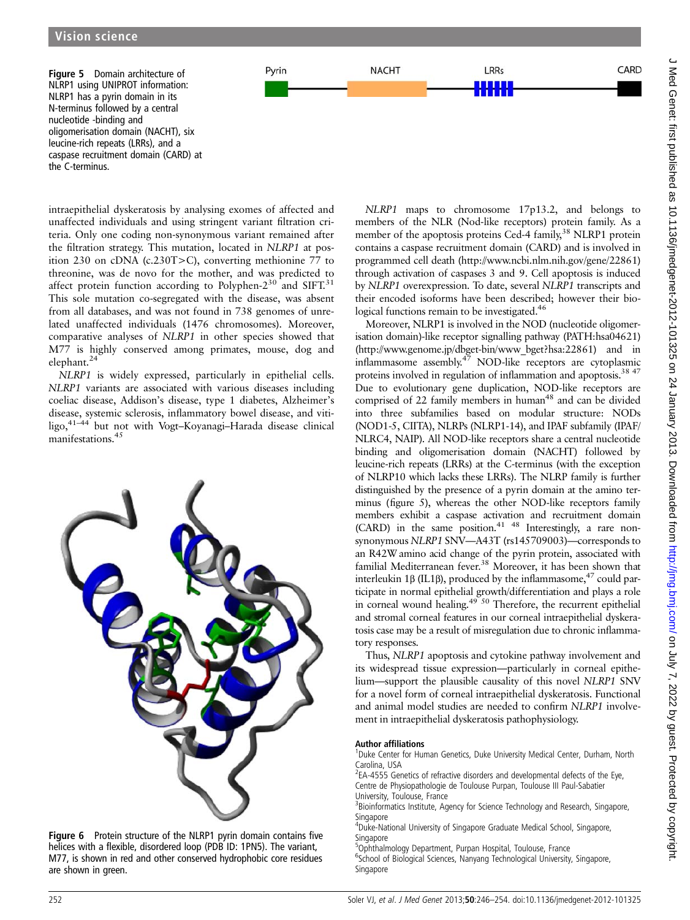Figure 5 Domain architecture of NLRP1 using UNIPROT information: NLRP1 has a pyrin domain in its N-terminus followed by a central nucleotide -binding and oligomerisation domain (NACHT), six leucine-rich repeats (LRRs), and a caspase recruitment domain (CARD) at the C-terminus.

intraepithelial dyskeratosis by analysing exomes of affected and unaffected individuals and using stringent variant filtration criteria. Only one coding non-synonymous variant remained after the filtration strategy. This mutation, located in *NLRP1* at position 230 on cDNA (c.230T>C), converting methionine 77 to threonine, was de novo for the mother, and was predicted to affect protein function according to Polyphen-2[30] and SIFT.[31] This sole mutation co-segregated with the disease, was absent from all databases, and was not found in 738 genomes of unrelated unaffected individuals (1476 chromosomes). Moreover, comparative analyses of *NLRP1* in other species showed that M77 is highly conserved among primates, mouse, dog and elephant.[24]

*NLRP1* is widely expressed, particularly in epithelial cells. *NLRP1* variants are associated with various diseases including coeliac disease, Addison's disease, type 1 diabetes, Alzheimer's disease, systemic sclerosis, inflammatory bowel disease, and vitiligo,[41–44] but not with Vogt–Koyanagi–Harada disease clinical manifestations.[45]

Figure 6 Protein structure of the NLRP1 pyrin domain contains five helices with a flexible, disordered loop (PDB ID: 1PN5). The variant, M77, is shown in red and other conserved hydrophobic core residues are shown in green.

*NLRP1* maps to chromosome 17p13.2, and belongs to members of the NLR (Nod-like receptors) protein family. As a member of the apoptosis proteins Ced-4 family,[38] NLRP1 protein contains a caspase recruitment domain (CARD) and is involved in programmed cell death (http://www.ncbi.nlm.nih.gov/gene/22861) through activation of caspases 3 and 9. Cell apoptosis is induced by *NLRP1* overexpression. To date, several *NLRP1* transcripts and their encoded isoforms have been described; however their biological functions remain to be investigated.[46]

Moreover, NLRP1 is involved in the NOD (nucleotide oligomerisation domain)-like receptor signalling pathway (PATH:hsa04621) (http://www.genome.jp/dbget-bin/www_bget?hsa:22861) and in inflammasome assembly.[47] NOD-like receptors are cytoplasmic proteins involved in regulation of inflammation and apoptosis.[38 47] Due to evolutionary gene duplication, NOD-like receptors are comprised of 22 family members in human[48] and can be divided into three subfamilies based on modular structure: NODs (NOD1-5, CIITA), NLRPs (NLRP1-14), and IPAF subfamily (IPAF/NLRC4, NAIP). All NOD-like receptors share a central nucleotide binding and oligomerisation domain (NACHT) followed by leucine-rich repeats (LRRs) at the C-terminus (with the exception of NLRP10 which lacks these LRRs). The NLRP family is further distinguished by the presence of a pyrin domain at the amino terminus (figure 5), whereas the other NOD-like receptors family members exhibit a caspase activation and recruitment domain (CARD) in the same position.[41 48] Interestingly, a rare non-synonymous *NLRP1* SNV—A43T (rs145709003)—corresponds to an R42W amino acid change of the pyrin protein, associated with familial Mediterranean fever.[38] Moreover, it has been shown that interleukin 1β (IL1β), produced by the inflammasome,[47] could participate in normal epithelial growth/differentiation and plays a role in corneal wound healing.[49 50] Therefore, the recurrent epithelial and stromal corneal features in our corneal intraepithelial dyskeratosis case may be a result of misregulation due to chronic inflammatory responses.

Thus, *NLRP1* apoptosis and cytokine pathway involvement and its widespread tissue expression—particularly in corneal epithelium—support the plausible causality of this novel *NLRP1* SNV for a novel form of corneal intraepithelial dyskeratosis. Functional and animal model studies are needed to confirm *NLRP1* involvement in intraepithelial dyskeratosis pathophysiology.

**Author affiliations**

[1]Duke Center for Human Genetics, Duke University Medical Center, Durham, North Carolina, USA
[2]EA-4555 Genetics of refractive disorders and developmental defects of the Eye, Centre de Physiopathologie de Toulouse Purpan, Toulouse III Paul-Sabatier University, Toulouse, France
[3]Bioinformatics Institute, Agency for Science Technology and Research, Singapore, Singapore
[4]Duke-National University of Singapore Graduate Medical School, Singapore, Singapore
[5]Ophthalmology Department, Purpan Hospital, Toulouse, France
[6]School of Biological Sciences, Nanyang Technological University, Singapore, Singapore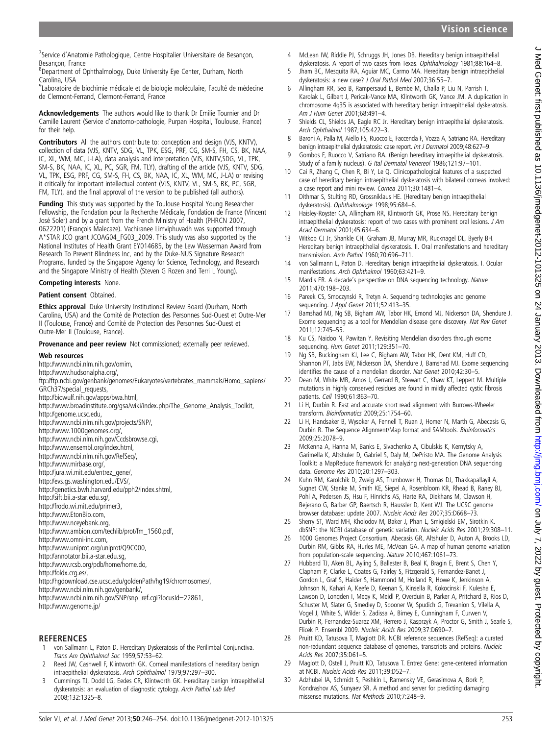[7]Service d'Anatomie Pathologique, Centre Hospitalier Universitaire de Besançon, Besançon, France
[8]Department of Ophthalmology, Duke University Eye Center, Durham, North Carolina, USA
[9]Laboratoire de biochimie médicale et de biologie moléculaire, Faculté de médecine de Clermont-Ferrand, Clermont-Ferrand, France

**Acknowledgements** The authors would like to thank Dr Emilie Tournier and Dr Camille Laurent (Service d'anatomo-pathologie, Purpan Hospital, Toulouse, France) for their help.

**Contributors** All the authors contribute to: conception and design (VJS, KNTV), collection of data (VJS, KNTV, SDG, VL, TPK, ESG, PRF, CG, SM-S, FH, CS, BK, NAA, IC, XL, WM, MC, J-LA), data analysis and interpretation (VJS, KNTV,SDG, VL, TPK, SM-S, BK, NAA, IC, XL, PC, SGR, FM, TLY), drafting of the article (VJS, KNTV, SDG, VL, TPK, ESG, PRF, CG, SM-S, FH, CS, BK, NAA, IC, XL, WM, MC, J-LA) or revising it critically for important intellectual content (VJS, KNTV, VL, SM-S, BK, PC, SGR, FM, TLY), and the final approval of the version to be published (all authors).

**Funding** This study was supported by the Toulouse Hospital Young Researcher Fellowship, the Fondation pour la Recherche Médicale, Fondation de France (Vincent José Soler) and by a grant from the French Ministry of Health (PHRCN 2007, 0622201) (François Malecaze). Vachiranee Limviphuvadh was supported through A*STAR JCO grant JCOAG04_FG03_2009. This study was also supported by the National Institutes of Health Grant EY014685, by the Lew Wasserman Award from Research To Prevent Blindness Inc, and by the Duke-NUS Signature Research Programs, funded by the Singapore Agency for Science, Technology, and Research and the Singapore Ministry of Health (Steven G Rozen and Terri L Young).

**Competing interests** None.

**Patient consent** Obtained.

**Ethics approval** Duke University Institutional Review Board (Durham, North Carolina, USA) and the Comité de Protection des Personnes Sud-Ouest et Outre-Mer II (Toulouse, France) and Comité de Protection des Personnes Sud-Ouest et Outre-Mer II (Toulouse, France).

**Provenance and peer review** Not commissioned; externally peer reviewed.

### Web resources

http://www.ncbi.nlm.nih.gov/omim,
http://www.hudsonalpha.org/,
ftp://ftp.ncbi.gov/genbank/genomes/Eukaryotes/vertebrates_mammals/Homo_sapiens/GRCh37/special_requests,
http://biowulf.nih.gov/apps/bwa.html,
http://www.broadinstitute.org/gsa/wiki/index.php/The_Genome_Analysis_Toolkit,
http://genome.ucsc.edu,
http://www.ncbi.nlm.nih.gov/projects/SNP/,
http://www.1000genomes.org/,
http://www.ncbi.nlm.nih.gov/Ccdsbrowse.cgi,
http://www.ensembl.org/index.html,
http://www.ncbi.nlm.nih.gov/RefSeq/,
http://www.mirbase.org/,
http://jura.wi.mit.edu/entrez_gene/,
http://evs.gs.washington.edu/EVS/,
http://genetics.bwh.harvard.edu/pph2/index.shtml,
http://sift.bii.a-star.edu.sg/,
http://frodo.wi.mit.edu/primer3,
http://www.EtonBio.com,
http://www.nceyebank.org,
http://www.ambion.com/techlib/prot/fm_1560.pdf,
http://www.omni-inc.com,
http://www.uniprot.org/uniprot/Q9C000,
http://annotator.bii.a-star.edu.sg,
http://www.rcsb.org/pdb/home/home.do,
http://foldx.crg.es/,
http://hgdownload.cse.ucsc.edu/goldenPath/hg19/chromosomes/,
http://www.ncbi.nlm.nih.gov/genbank/,
http://www.ncbi.nlm.nih.gov/SNP/snp_ref.cgi?locusId=22861,
http://www.genome.jp/

## REFERENCES

1. von Sallmann L, Paton D. Hereditary Dyskeratosis of the Perilimbal Conjunctiva. Trans Am Ophthalmol Soc 1959;57:53–62.
2. Reed JW, Cashwell F, Klintworth GK. Corneal manifestations of hereditary benign intraepithelial dyskeratosis. Arch Ophthalmol 1979;97:297–300.
3. Cummings TJ, Dodd LG, Eedes CR, Klintworth GK. Hereditary benign intraepithelial dyskeratosis: an evaluation of diagnostic cytology. Arch Pathol Lab Med 2008;132:1325–8.
4. McLean IW, Riddle PJ, Schruggs JH, Jones DB. Hereditary benign intraepithelial dyskeratosis. A report of two cases from Texas. Ophthalmology 1981;88:164–8.
5. Jham BC, Mesquita RA, Aguiar MC, Carmo MA. Hereditary benign intraepithelial dyskeratosis: a new case? J Oral Pathol Med 2007;36:55–7.
6. Allingham RR, Seo B, Rampersaud E, Bembe M, Challa P, Liu N, Parrish T, Karolak L, Gilbert J, Pericak-Vance MA, Klintworth GK, Vance JM. A duplication in chromosome 4q35 is associated with hereditary benign intraepithelial dyskeratosis. Am J Hum Genet 2001;68:491–4.
7. Shields CL, Shields JA, Eagle RC Jr. Hereditary benign intraepithelial dyskeratosis. Arch Ophthalmol 1987;105:422–3.
8. Baroni A, Palla M, Aiello FS, Ruocco E, Faccenda F, Vozza A, Satriano RA. Hereditary benign intraepithelial dyskeratosis: case report. Int J Dermatol 2009;48:627–9.
9. Gombos F, Ruocco V, Satriano RA. (Benign hereditary intraepithelial dyskeratosis. Study of a family nucleus). G Ital Dermatol Venereol 1986;121:97–101.
10. Cai R, Zhang C, Chen R, Bi Y, Le Q. Clinicopathological features of a suspected case of hereditary benign intraepithelial dyskeratosis with bilateral corneas involved: a case report and mini review. Cornea 2011;30:1481–4.
11. Dithmar S, Stulting RD, Grossniklaus HE. (Hereditary benign intraepithelial dyskeratosis). Ophthalmologe 1998;95:684–6.
12. Haisley-Royster CA, Allingham RR, Klintworth GK, Prose NS. Hereditary benign intraepithelial dyskeratosis: report of two cases with prominent oral lesions. J Am Acad Dermatol 2001;45:634–6.
13. Witkop CJ Jr, Shankle CH, Graham JB, Murray MR, Rucknagel DL, Byerly BH. Hereditary benign intraepithelial dyskeratosis. II. Oral manifestations and hereditary transmission. Arch Pathol 1960;70:696–711.
14. von Sallmann L, Paton D. Hereditary benign intraepithelial dyskeratosis. I. Ocular manifestations. Arch Ophthalmol 1960;63:421–9.
15. Mardis ER. A decade's perspective on DNA sequencing technology. Nature 2011;470:198–203.
16. Pareek CS, Smoczynski R, Tretyn A. Sequencing technologies and genome sequencing. J Appl Genet 2011;52:413–35.
17. Bamshad MJ, Ng SB, Bigham AW, Tabor HK, Emond MJ, Nickerson DA, Shendure J. Exome sequencing as a tool for Mendelian disease gene discovery. Nat Rev Genet 2011;12:745–55.
18. Ku CS, Naidoo N, Pawitan Y. Revisiting Mendelian disorders through exome sequencing. Hum Genet 2011;129:351–70.
19. Ng SB, Buckingham KJ, Lee C, Bigham AW, Tabor HK, Dent KM, Huff CD, Shannon PT, Jabs EW, Nickerson DA, Shendure J, Bamshad MJ. Exome sequencing identifies the cause of a mendelian disorder. Nat Genet 2010;42:30–5.
20. Dean M, White MB, Amos J, Gerrard B, Stewart C, Khaw KT, Leppert M. Multiple mutations in highly conserved residues are found in mildly affected cystic fibrosis patients. Cell 1990;61:863–70.
21. Li H, Durbin R. Fast and accurate short read alignment with Burrows-Wheeler transform. Bioinformatics 2009;25:1754–60.
22. Li H, Handsaker B, Wysoker A, Fennell T, Ruan J, Homer N, Marth G, Abecasis G, Durbin R. The Sequence Alignment/Map format and SAMtools. Bioinformatics 2009;25:2078–9.
23. McKenna A, Hanna M, Banks E, Sivachenko A, Cibulskis K, Kernytsky A, Garimella K, Altshuler D, Gabriel S, Daly M, DePristo MA. The Genome Analysis Toolkit: a MapReduce framework for analyzing next-generation DNA sequencing data. Genome Res 2010;20:1297–303.
24. Kuhn RM, Karolchik D, Zweig AS, Trumbower H, Thomas DJ, Thakkapallayil A, Sugnet CW, Stanke M, Smith KE, Siepel A, Rosenbloom KR, Rhead B, Raney BJ, Pohl A, Pedersen JS, Hsu F, Hinrichs AS, Harte RA, Diekhans M, Clawson H, Bejerano G, Barber GP, Baertsch R, Haussler D, Kent WJ. The UCSC genome browser database: update 2007. Nucleic Acids Res 2007;35:D668–73.
25. Sherry ST, Ward MH, Kholodov M, Baker J, Phan L, Smigielski EM, Sirotkin K. dbSNP: the NCBI database of genetic variation. Nucleic Acids Res 2001;29:308–11.
26. 1000 Genomes Project Consortium, Abecasis GR, Altshuler D, Auton A, Brooks LD, Durbin RM, Gibbs RA, Hurles ME, McVean GA. A map of human genome variation from population-scale sequencing. Nature 2010;467:1061–73.
27. Hubbard TJ, Aken BL, Ayling S, Ballester B, Beal K, Bragin E, Brent S, Chen Y, Clapham P, Clarke L, Coates G, Fairley S, Fitzgerald S, Fernandez-Banet J, Gordon L, Graf S, Haider S, Hammond M, Holland R, Howe K, Jenkinson A, Johnson N, Kahari A, Keefe D, Keenan S, Kinsella R, Kokocinski F, Kulesha E, Lawson D, Longden I, Megy K, Meidl P, Overduin B, Parker A, Pritchard B, Rios D, Schuster M, Slater G, Smedley D, Spooner W, Spudich G, Trevanion S, Vilella A, Vogel J, White S, Wilder S, Zadissa A, Birney E, Cunningham F, Curwen V, Durbin R, Fernandez-Suarez XM, Herrero J, Kasprzyk A, Proctor G, Smith J, Searle S, Flicek P. Ensembl 2009. Nucleic Acids Res 2009;37:D690–7.
28. Pruitt KD, Tatusova T, Maglott DR. NCBI reference sequences (RefSeq): a curated non-redundant sequence database of genomes, transcripts and proteins. Nucleic Acids Res 2007;35:D61–5.
29. Maglott D, Ostell J, Pruitt KD, Tatusova T. Entrez Gene: gene-centered information at NCBI. Nucleic Acids Res 2011;39:D52–7.
30. Adzhubei IA, Schmidt S, Peshkin L, Ramensky VE, Gerasimova A, Bork P, Kondrashov AS, Sunyaev SR. A method and server for predicting damaging missense mutations. Nat Methods 2010;7:248–9.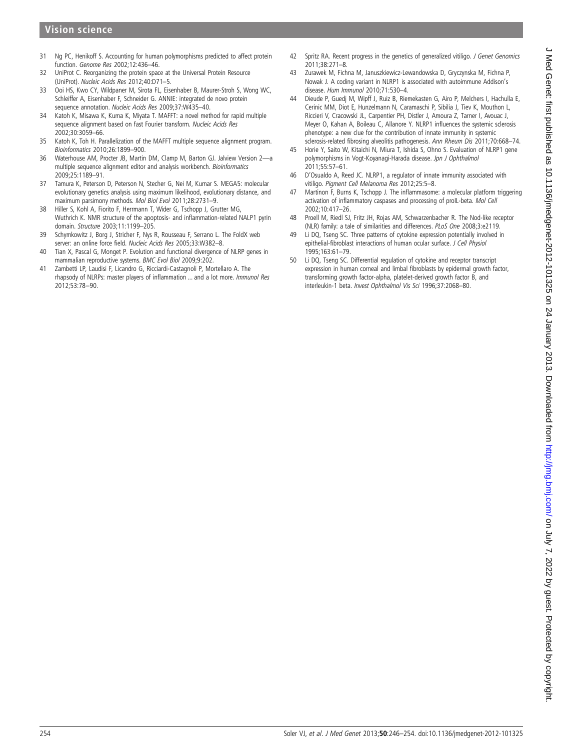31 Ng PC, Henikoff S. Accounting for human polymorphisms predicted to affect protein function. *Genome Res* 2002;12:436–46.
32 UniProt C. Reorganizing the protein space at the Universal Protein Resource (UniProt). *Nucleic Acids Res* 2012;40:D71–5.
33 Ooi HS, Kwo CY, Wildpaner M, Sirota FL, Eisenhaber B, Maurer-Stroh S, Wong WC, Schleiffer A, Eisenhaber F, Schneider G. ANNIE: integrated de novo protein sequence annotation. *Nucleic Acids Res* 2009;37:W435–40.
34 Katoh K, Misawa K, Kuma K, Miyata T. MAFFT: a novel method for rapid multiple sequence alignment based on fast Fourier transform. *Nucleic Acids Res* 2002;30:3059–66.
35 Katoh K, Toh H. Parallelization of the MAFFT multiple sequence alignment program. *Bioinformatics* 2010;26:1899–900.
36 Waterhouse AM, Procter JB, Martin DM, Clamp M, Barton GJ. Jalview Version 2—a multiple sequence alignment editor and analysis workbench. *Bioinformatics* 2009;25:1189–91.
37 Tamura K, Peterson D, Peterson N, Stecher G, Nei M, Kumar S. MEGA5: molecular evolutionary genetics analysis using maximum likelihood, evolutionary distance, and maximum parsimony methods. *Mol Biol Evol* 2011;28:2731–9.
38 Hiller S, Kohl A, Fiorito F, Herrmann T, Wider G, Tschopp J, Grutter MG, Wuthrich K. NMR structure of the apoptosis- and inflammation-related NALP1 pyrin domain. *Structure* 2003;11:1199–205.
39 Schymkowitz J, Borg J, Stricher F, Nys R, Rousseau F, Serrano L. The FoldX web server: an online force field. *Nucleic Acids Res* 2005;33:W382–8.
40 Tian X, Pascal G, Monget P. Evolution and functional divergence of NLRP genes in mammalian reproductive systems. *BMC Evol Biol* 2009;9:202.
41 Zambetti LP, Laudisi F, Licandro G, Ricciardi-Castagnoli P, Mortellaro A. The rhapsody of NLRPs: master players of inflammation ... and a lot more. *Immunol Res* 2012;53:78–90.
42 Spritz RA. Recent progress in the genetics of generalized vitiligo. *J Genet Genomics* 2011;38:271–8.
43 Zurawek M, Fichna M, Januszkiewicz-Lewandowska D, Gryczynska M, Fichna P, Nowak J. A coding variant in NLRP1 is associated with autoimmune Addison's disease. *Hum Immunol* 2010;71:530–4.
44 Dieude P, Guedj M, Wipff J, Ruiz B, Riemekasten G, Airo P, Melchers I, Hachulla E, Cerinic MM, Diot E, Hunzelmann N, Caramaschi P, Sibilia J, Tiev K, Mouthon L, Riccieri V, Cracowski JL, Carpentier PH, Distler J, Amoura Z, Tarner I, Avouac J, Meyer O, Kahan A, Boileau C, Allanore Y. NLRP1 influences the systemic sclerosis phenotype: a new clue for the contribution of innate immunity in systemic sclerosis-related fibrosing alveolitis pathogenesis. *Ann Rheum Dis* 2011;70:668–74.
45 Horie Y, Saito W, Kitaichi N, Miura T, Ishida S, Ohno S. Evaluation of NLRP1 gene polymorphisms in Vogt-Koyanagi-Harada disease. *Jpn J Ophthalmol* 2011;55:57–61.
46 D'Osualdo A, Reed JC. NLRP1, a regulator of innate immunity associated with vitiligo. *Pigment Cell Melanoma Res* 2012;25:5–8.
47 Martinon F, Burns K, Tschopp J. The inflammasome: a molecular platform triggering activation of inflammatory caspases and processing of proIL-beta. *Mol Cell* 2002;10:417–26.
48 Proell M, Riedl SJ, Fritz JH, Rojas AM, Schwarzenbacher R. The Nod-like receptor (NLR) family: a tale of similarities and differences. *PLoS One* 2008;3:e2119.
49 Li DQ, Tseng SC. Three patterns of cytokine expression potentially involved in epithelial-fibroblast interactions of human ocular surface. *J Cell Physiol* 1995;163:61–79.
50 Li DQ, Tseng SC. Differential regulation of cytokine and receptor transcript expression in human corneal and limbal fibroblasts by epidermal growth factor, transforming growth factor-alpha, platelet-derived growth factor B, and interleukin-1 beta. *Invest Ophthalmol Vis Sci* 1996;37:2068–80.